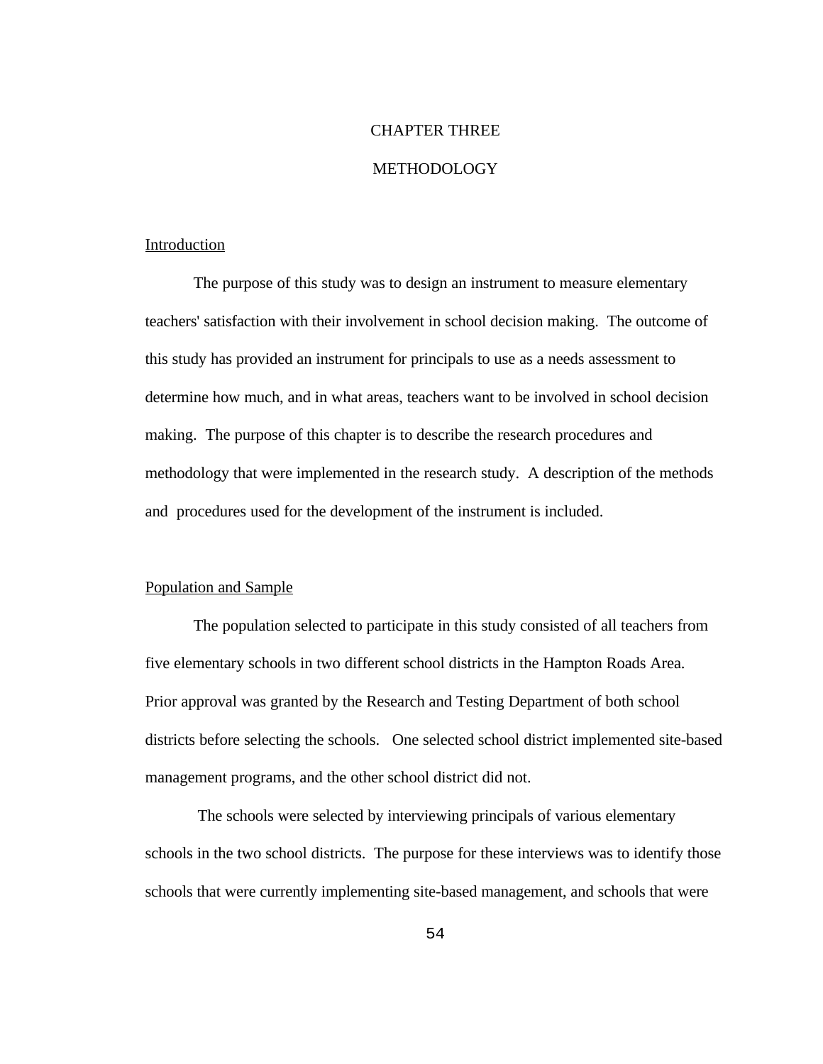# CHAPTER THREE

# METHODOLOGY

## Introduction

The purpose of this study was to design an instrument to measure elementary teachers' satisfaction with their involvement in school decision making. The outcome of this study has provided an instrument for principals to use as a needs assessment to determine how much, and in what areas, teachers want to be involved in school decision making. The purpose of this chapter is to describe the research procedures and methodology that were implemented in the research study. A description of the methods and procedures used for the development of the instrument is included.

## Population and Sample

The population selected to participate in this study consisted of all teachers from five elementary schools in two different school districts in the Hampton Roads Area. Prior approval was granted by the Research and Testing Department of both school districts before selecting the schools. One selected school district implemented site-based management programs, and the other school district did not.

The schools were selected by interviewing principals of various elementary schools in the two school districts. The purpose for these interviews was to identify those schools that were currently implementing site-based management, and schools that were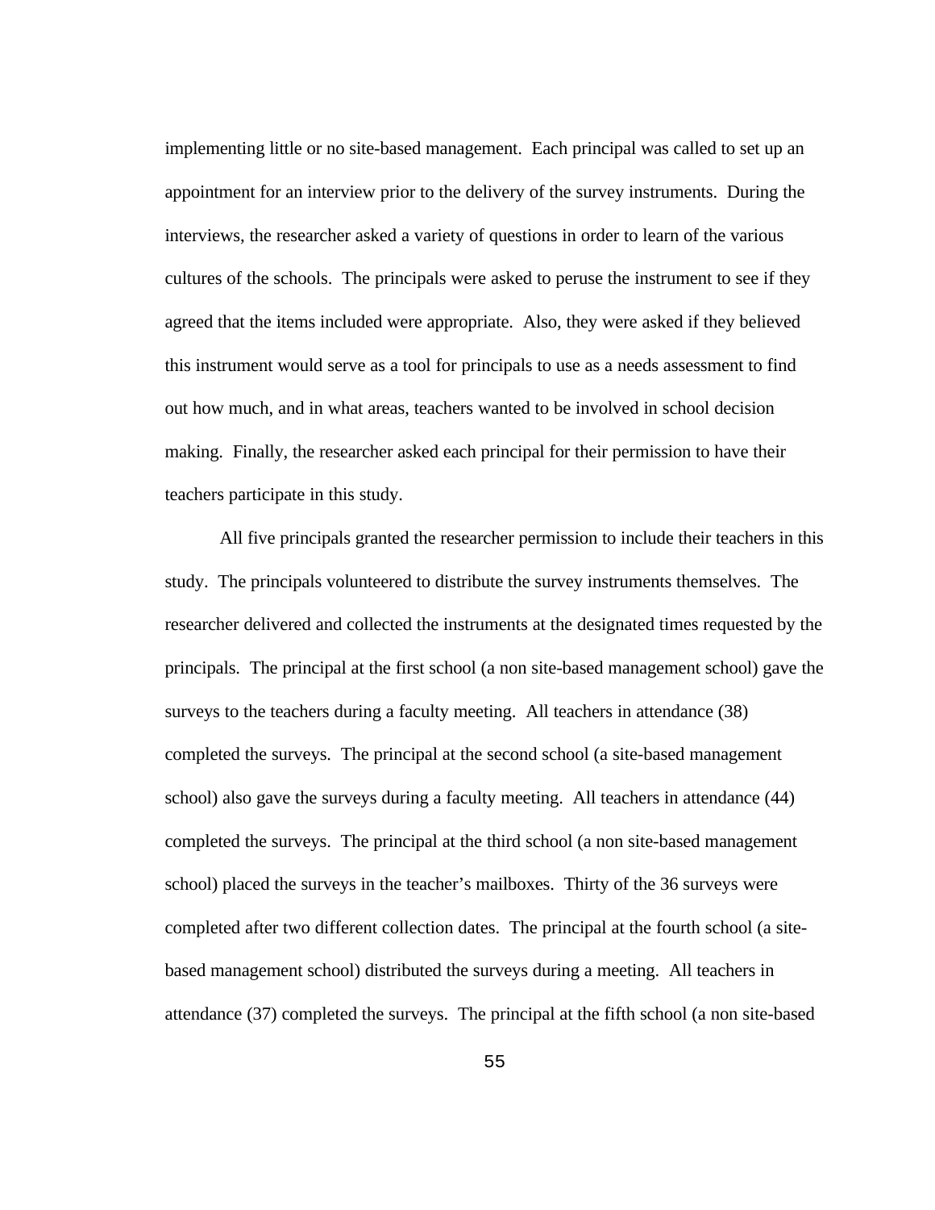implementing little or no site-based management. Each principal was called to set up an appointment for an interview prior to the delivery of the survey instruments. During the interviews, the researcher asked a variety of questions in order to learn of the various cultures of the schools. The principals were asked to peruse the instrument to see if they agreed that the items included were appropriate. Also, they were asked if they believed this instrument would serve as a tool for principals to use as a needs assessment to find out how much, and in what areas, teachers wanted to be involved in school decision making. Finally, the researcher asked each principal for their permission to have their teachers participate in this study.

All five principals granted the researcher permission to include their teachers in this study. The principals volunteered to distribute the survey instruments themselves. The researcher delivered and collected the instruments at the designated times requested by the principals. The principal at the first school (a non site-based management school) gave the surveys to the teachers during a faculty meeting. All teachers in attendance (38) completed the surveys. The principal at the second school (a site-based management school) also gave the surveys during a faculty meeting. All teachers in attendance (44) completed the surveys. The principal at the third school (a non site-based management school) placed the surveys in the teacher's mailboxes. Thirty of the 36 surveys were completed after two different collection dates. The principal at the fourth school (a site-based management school) distributed the surveys during a meeting. All teachers in attendance (37) completed the surveys. The principal at the fifth school (a non site-based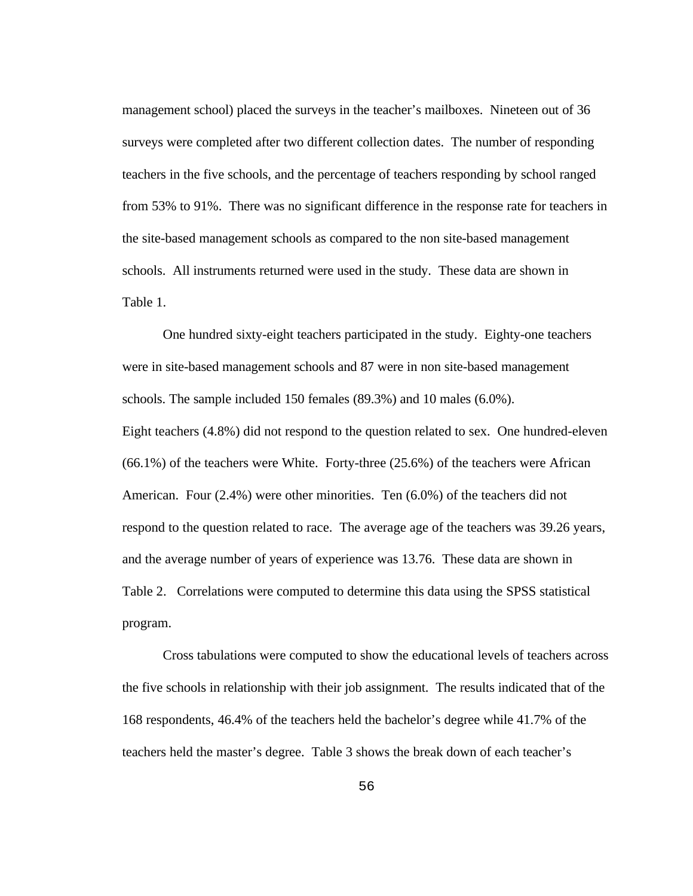management school) placed the surveys in the teacher's mailboxes. Nineteen out of 36 surveys were completed after two different collection dates. The number of responding teachers in the five schools, and the percentage of teachers responding by school ranged from 53% to 91%. There was no significant difference in the response rate for teachers in the site-based management schools as compared to the non site-based management schools. All instruments returned were used in the study. These data are shown in Table 1.

One hundred sixty-eight teachers participated in the study. Eighty-one teachers were in site-based management schools and 87 were in non site-based management schools. The sample included 150 females (89.3%) and 10 males (6.0%). Eight teachers (4.8%) did not respond to the question related to sex. One hundred-eleven (66.1%) of the teachers were White. Forty-three (25.6%) of the teachers were African American. Four (2.4%) were other minorities. Ten (6.0%) of the teachers did not respond to the question related to race. The average age of the teachers was 39.26 years, and the average number of years of experience was 13.76. These data are shown in Table 2. Correlations were computed to determine this data using the SPSS statistical program.

Cross tabulations were computed to show the educational levels of teachers across the five schools in relationship with their job assignment. The results indicated that of the 168 respondents, 46.4% of the teachers held the bachelor's degree while 41.7% of the teachers held the master's degree. Table 3 shows the break down of each teacher's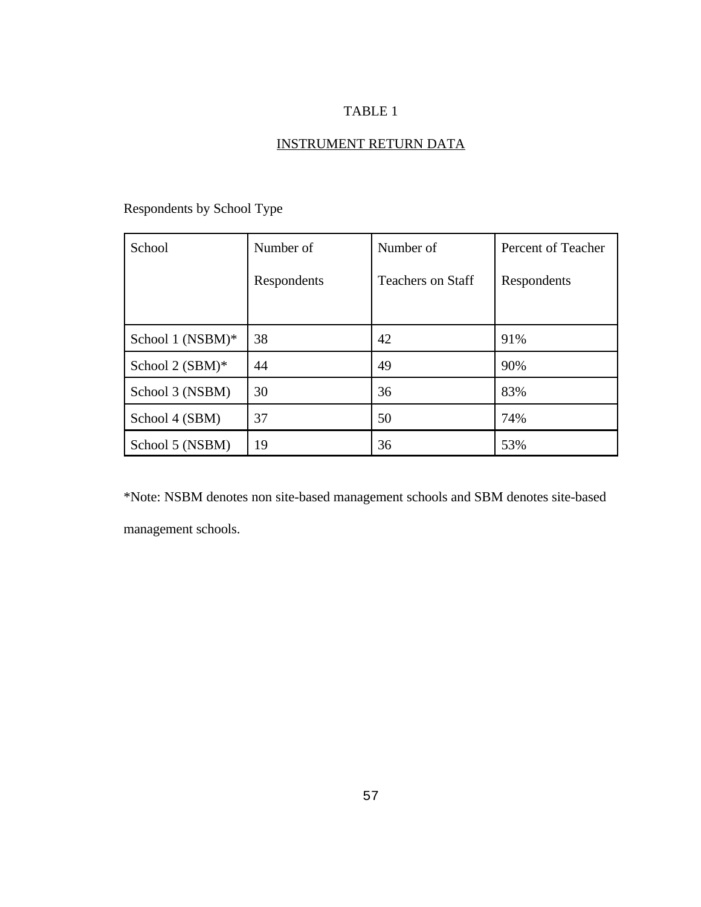TABLE 1

INSTRUMENT RETURN DATA

Respondents by School Type

| School | Number of Respondents | Number of Teachers on Staff | Percent of Teacher Respondents |
|---|---|---|---|
| School 1 (NSBM)* | 38 | 42 | 91% |
| School 2 (SBM)* | 44 | 49 | 90% |
| School 3 (NSBM) | 30 | 36 | 83% |
| School 4 (SBM) | 37 | 50 | 74% |
| School 5 (NSBM) | 19 | 36 | 53% |

*Note: NSBM denotes non site-based management schools and SBM denotes site-based management schools.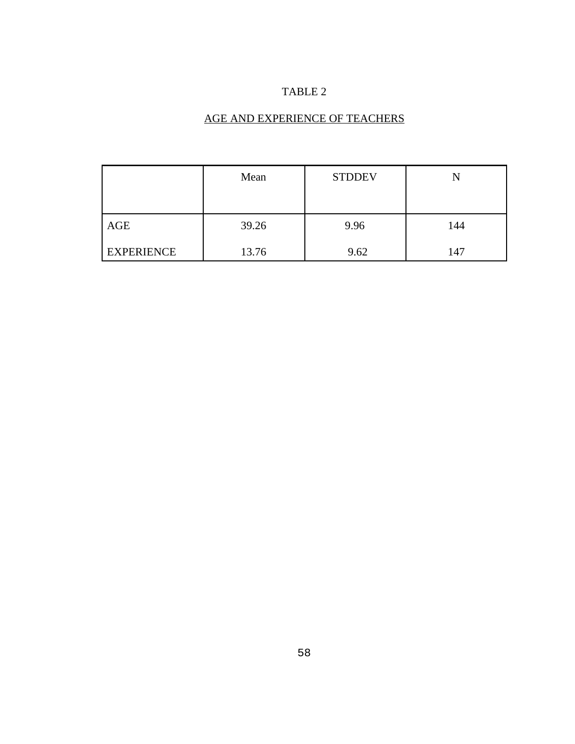TABLE 2

AGE AND EXPERIENCE OF TEACHERS

| | Mean | STDDEV | N |
|---|---|---|---|
| AGE | 39.26 | 9.96 | 144 |
| EXPERIENCE | 13.76 | 9.62 | 147 |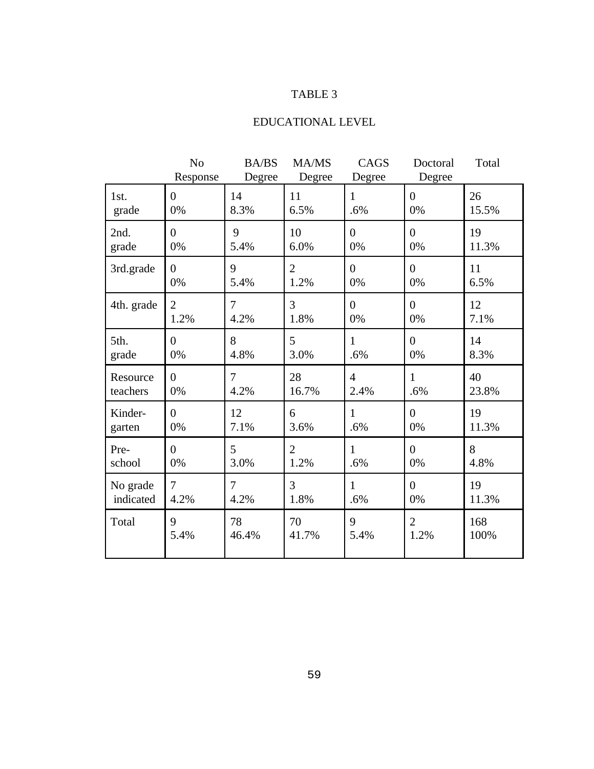TABLE 3

EDUCATIONAL LEVEL

| | No Response | BA/BS Degree | MA/MS Degree | CAGS Degree | Doctoral Degree | Total |
|---|---|---|---|---|---|---|
| 1st. grade | 0<br>0% | 14<br>8.3% | 11<br>6.5% | 1<br>.6% | 0<br>0% | 26<br>15.5% |
| 2nd. grade | 0<br>0% | 9<br>5.4% | 10<br>6.0% | 0<br>0% | 0<br>0% | 19<br>11.3% |
| 3rd.grade | 0<br>0% | 9<br>5.4% | 2<br>1.2% | 0<br>0% | 0<br>0% | 11<br>6.5% |
| 4th. grade | 2<br>1.2% | 7<br>4.2% | 3<br>1.8% | 0<br>0% | 0<br>0% | 12<br>7.1% |
| 5th. grade | 0<br>0% | 8<br>4.8% | 5<br>3.0% | 1<br>.6% | 0<br>0% | 14<br>8.3% |
| Resource teachers | 0<br>0% | 7<br>4.2% | 28<br>16.7% | 4<br>2.4% | 1<br>.6% | 40<br>23.8% |
| Kinder-garten | 0<br>0% | 12<br>7.1% | 6<br>3.6% | 1<br>.6% | 0<br>0% | 19<br>11.3% |
| Pre-school | 0<br>0% | 5<br>3.0% | 2<br>1.2% | 1<br>.6% | 0<br>0% | 8<br>4.8% |
| No grade indicated | 7<br>4.2% | 7<br>4.2% | 3<br>1.8% | 1<br>.6% | 0<br>0% | 19<br>11.3% |
| Total | 9<br>5.4% | 78<br>46.4% | 70<br>41.7% | 9<br>5.4% | 2<br>1.2% | 168<br>100% |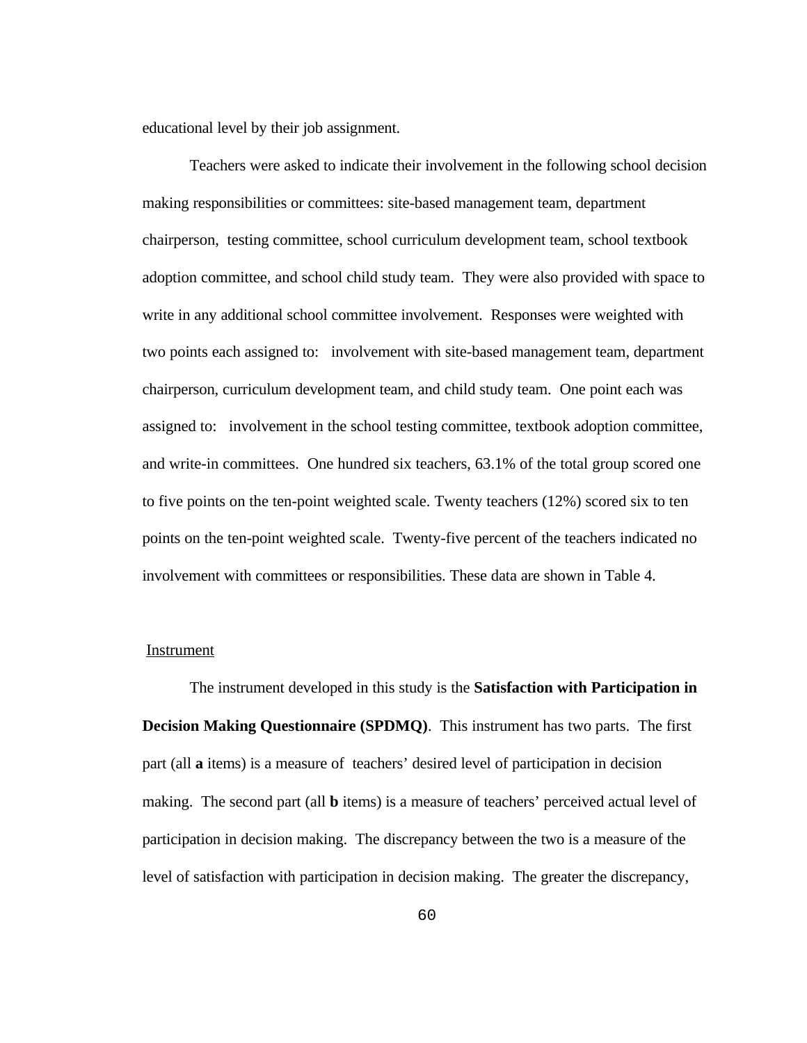educational level by their job assignment.

Teachers were asked to indicate their involvement in the following school decision making responsibilities or committees: site-based management team, department chairperson, testing committee, school curriculum development team, school textbook adoption committee, and school child study team. They were also provided with space to write in any additional school committee involvement. Responses were weighted with two points each assigned to: involvement with site-based management team, department chairperson, curriculum development team, and child study team. One point each was assigned to: involvement in the school testing committee, textbook adoption committee, and write-in committees. One hundred six teachers, 63.1% of the total group scored one to five points on the ten-point weighted scale. Twenty teachers (12%) scored six to ten points on the ten-point weighted scale. Twenty-five percent of the teachers indicated no involvement with committees or responsibilities. These data are shown in Table 4.

## Instrument

The instrument developed in this study is the **Satisfaction with Participation in Decision Making Questionnaire (SPDMQ)**. This instrument has two parts. The first part (all **a** items) is a measure of teachers' desired level of participation in decision making. The second part (all **b** items) is a measure of teachers' perceived actual level of participation in decision making. The discrepancy between the two is a measure of the level of satisfaction with participation in decision making. The greater the discrepancy,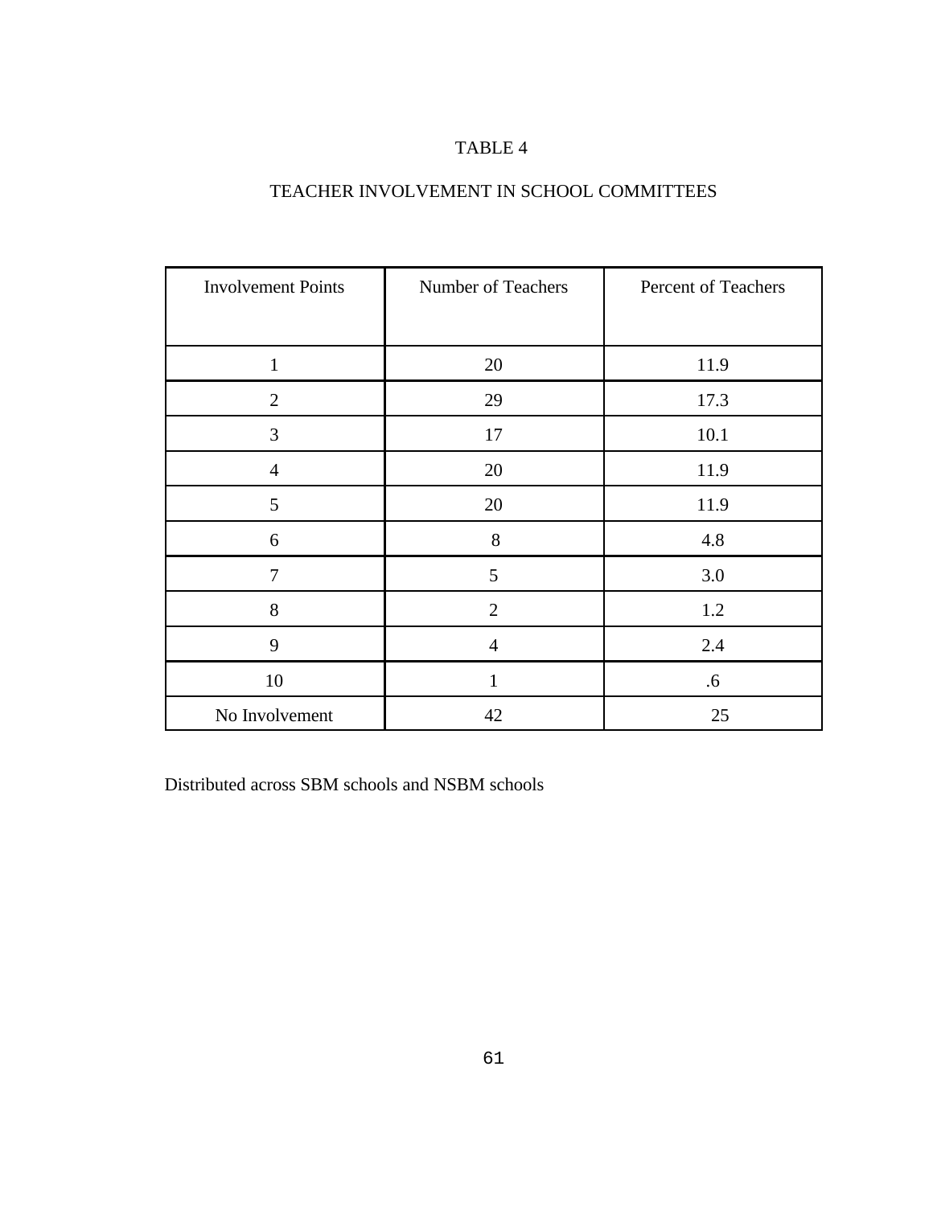TABLE 4

TEACHER INVOLVEMENT IN SCHOOL COMMITTEES

| Involvement Points | Number of Teachers | Percent of Teachers |
|---|---|---|
| 1 | 20 | 11.9 |
| 2 | 29 | 17.3 |
| 3 | 17 | 10.1 |
| 4 | 20 | 11.9 |
| 5 | 20 | 11.9 |
| 6 | 8 | 4.8 |
| 7 | 5 | 3.0 |
| 8 | 2 | 1.2 |
| 9 | 4 | 2.4 |
| 10 | 1 | .6 |
| No Involvement | 42 | 25 |

Distributed across SBM schools and NSBM schools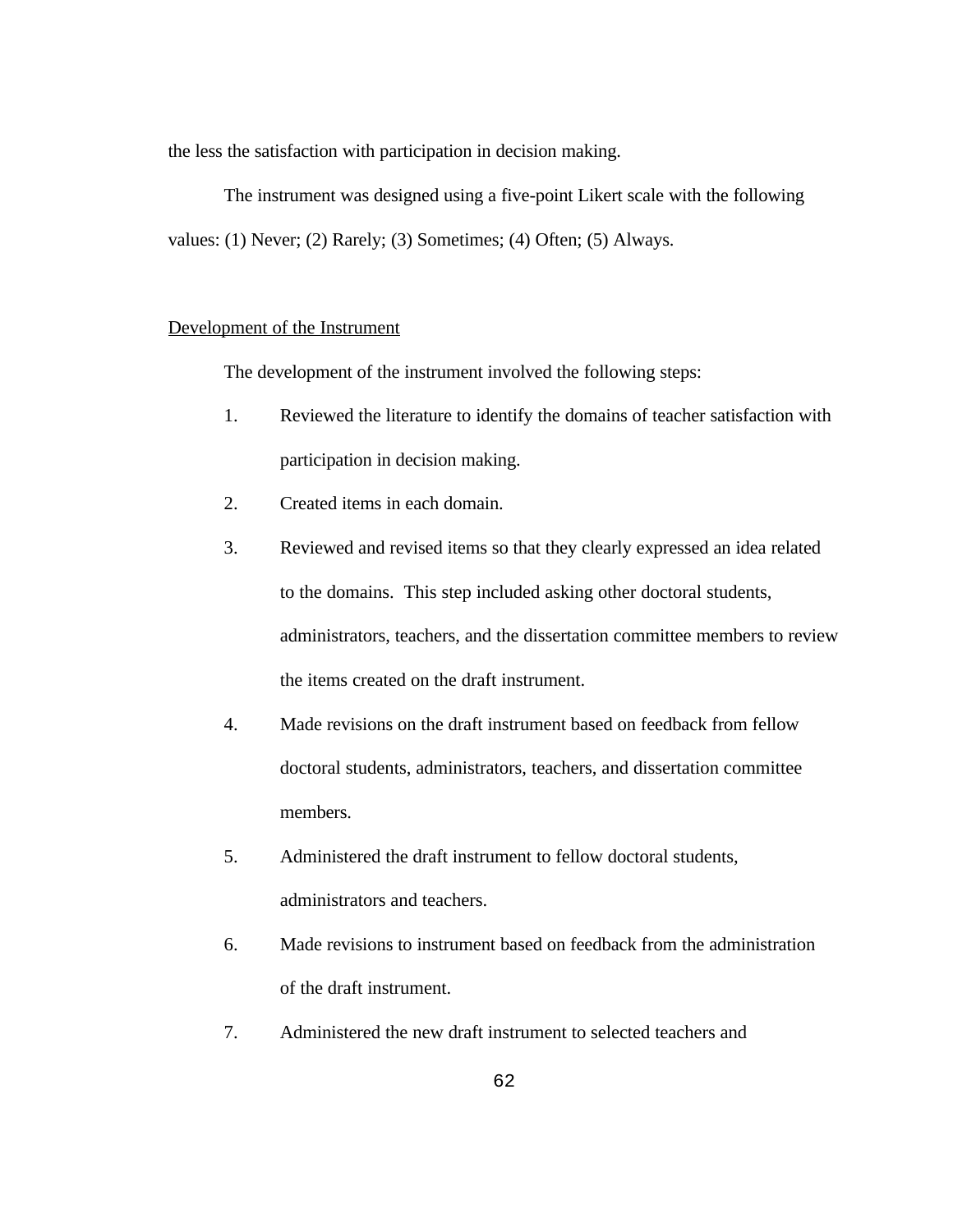the less the satisfaction with participation in decision making.

The instrument was designed using a five-point Likert scale with the following values: (1) Never; (2) Rarely; (3) Sometimes; (4) Often; (5) Always.

Development of the Instrument

The development of the instrument involved the following steps:

1. Reviewed the literature to identify the domains of teacher satisfaction with participation in decision making.
2. Created items in each domain.
3. Reviewed and revised items so that they clearly expressed an idea related to the domains. This step included asking other doctoral students, administrators, teachers, and the dissertation committee members to review the items created on the draft instrument.
4. Made revisions on the draft instrument based on feedback from fellow doctoral students, administrators, teachers, and dissertation committee members.
5. Administered the draft instrument to fellow doctoral students, administrators and teachers.
6. Made revisions to instrument based on feedback from the administration of the draft instrument.
7. Administered the new draft instrument to selected teachers and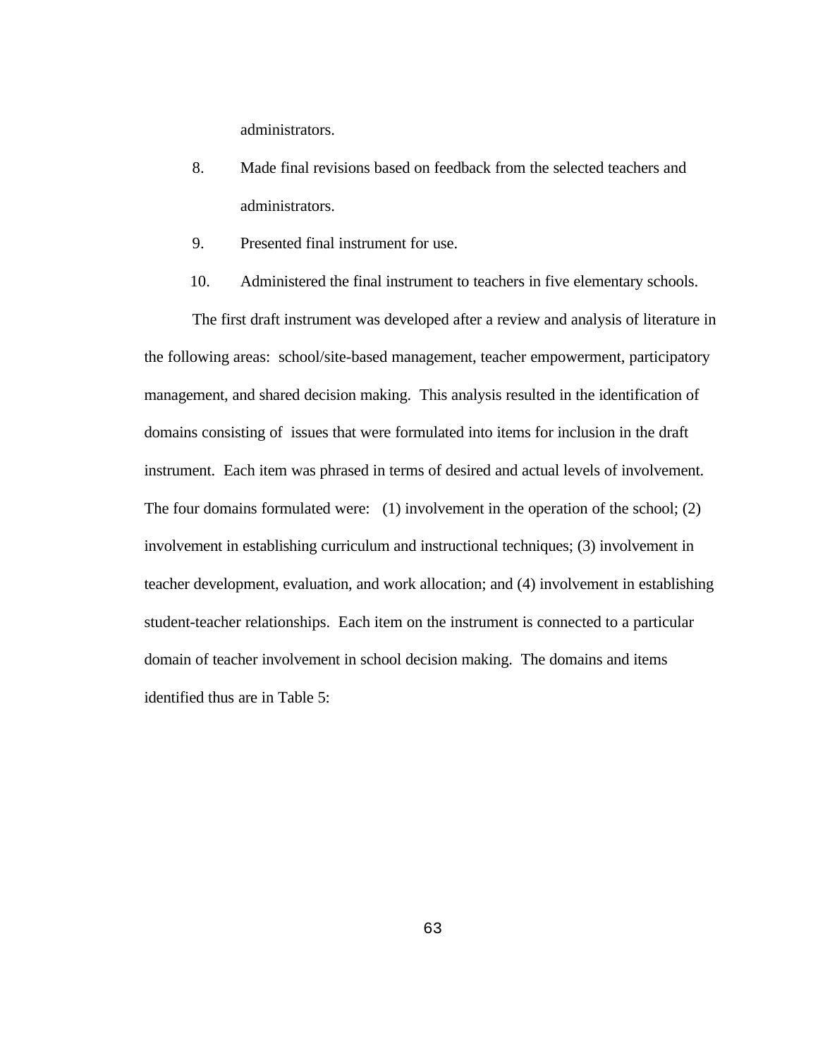administrators.

8. Made final revisions based on feedback from the selected teachers and administrators.

9. Presented final instrument for use.

10. Administered the final instrument to teachers in five elementary schools.

The first draft instrument was developed after a review and analysis of literature in the following areas: school/site-based management, teacher empowerment, participatory management, and shared decision making. This analysis resulted in the identification of domains consisting of issues that were formulated into items for inclusion in the draft instrument. Each item was phrased in terms of desired and actual levels of involvement. The four domains formulated were: (1) involvement in the operation of the school; (2) involvement in establishing curriculum and instructional techniques; (3) involvement in teacher development, evaluation, and work allocation; and (4) involvement in establishing student-teacher relationships. Each item on the instrument is connected to a particular domain of teacher involvement in school decision making. The domains and items identified thus are in Table 5: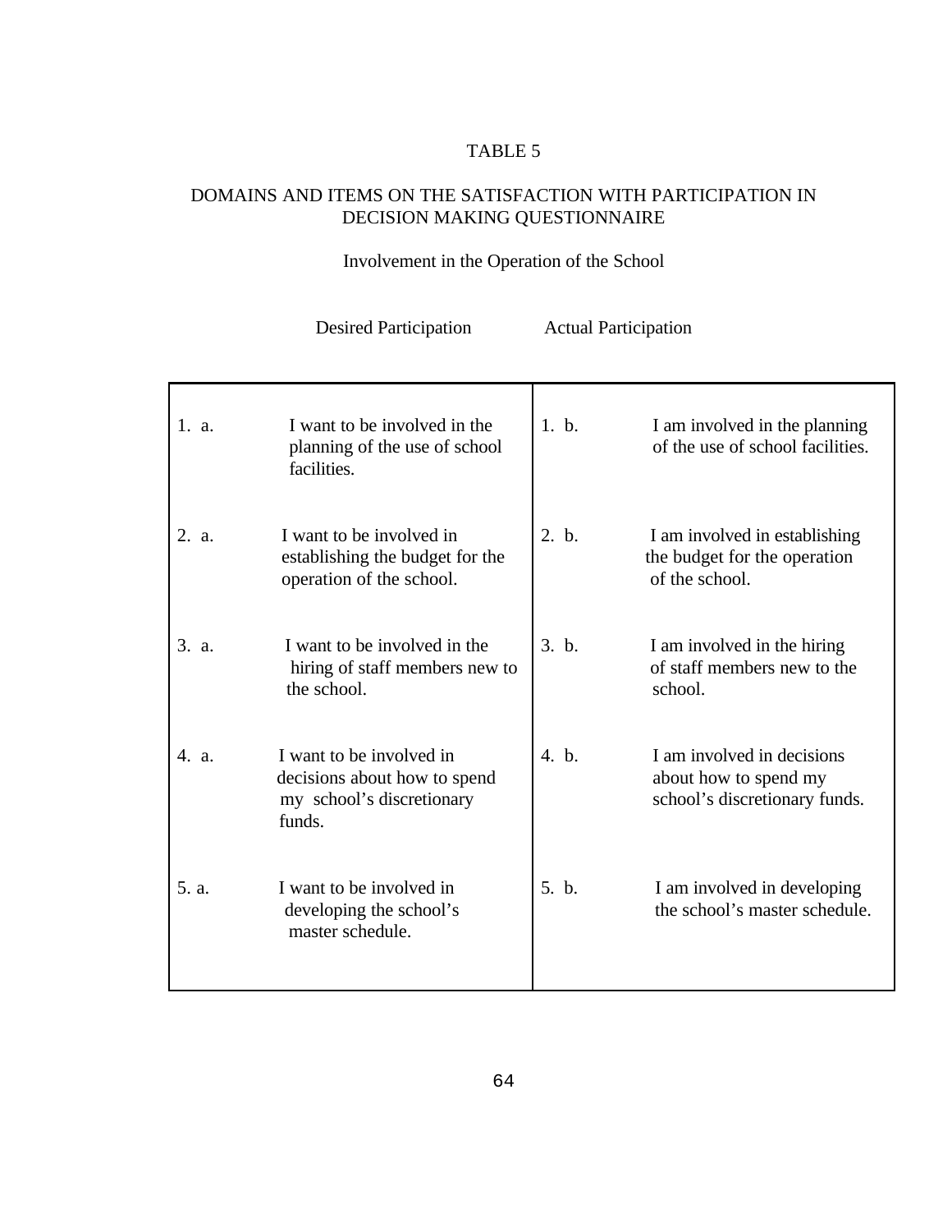TABLE 5

DOMAINS AND ITEMS ON THE SATISFACTION WITH PARTICIPATION IN DECISION MAKING QUESTIONNAIRE

Involvement in the Operation of the School

| Desired Participation | | Actual Participation | |
|---|---|---|---|
| 1. a. | I want to be involved in the planning of the use of school facilities. | 1. b. | I am involved in the planning of the use of school facilities. |
| 2. a. | I want to be involved in establishing the budget for the operation of the school. | 2. b. | I am involved in establishing the budget for the operation of the school. |
| 3. a. | I want to be involved in the hiring of staff members new to the school. | 3. b. | I am involved in the hiring of staff members new to the school. |
| 4. a. | I want to be involved in decisions about how to spend my school's discretionary funds. | 4. b. | I am involved in decisions about how to spend my school's discretionary funds. |
| 5. a. | I want to be involved in developing the school's master schedule. | 5. b. | I am involved in developing the school's master schedule. |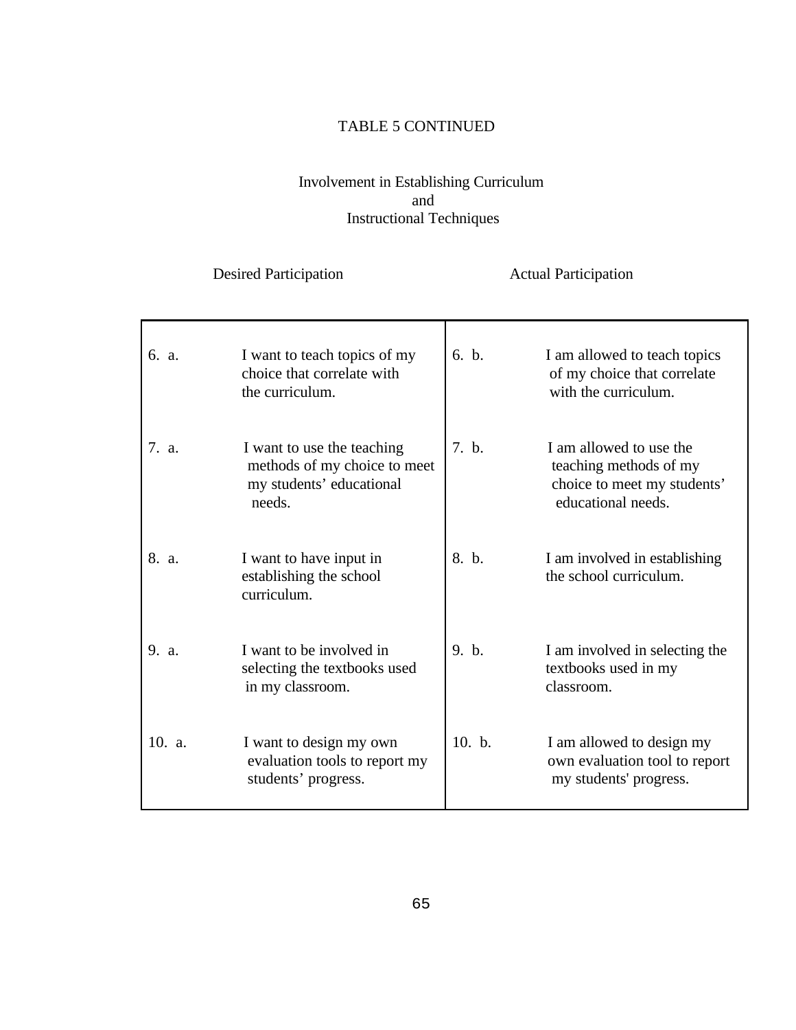TABLE 5 CONTINUED

Involvement in Establishing Curriculum
and
Instructional Techniques

| Desired Participation | | Actual Participation | |
|---|---|---|---|
| 6. a. | I want to teach topics of my choice that correlate with the curriculum. | 6. b. | I am allowed to teach topics of my choice that correlate with the curriculum. |
| 7. a. | I want to use the teaching methods of my choice to meet my students' educational needs. | 7. b. | I am allowed to use the teaching methods of my choice to meet my students' educational needs. |
| 8. a. | I want to have input in establishing the school curriculum. | 8. b. | I am involved in establishing the school curriculum. |
| 9. a. | I want to be involved in selecting the textbooks used in my classroom. | 9. b. | I am involved in selecting the textbooks used in my classroom. |
| 10. a. | I want to design my own evaluation tools to report my students' progress. | 10. b. | I am allowed to design my own evaluation tool to report my students' progress. |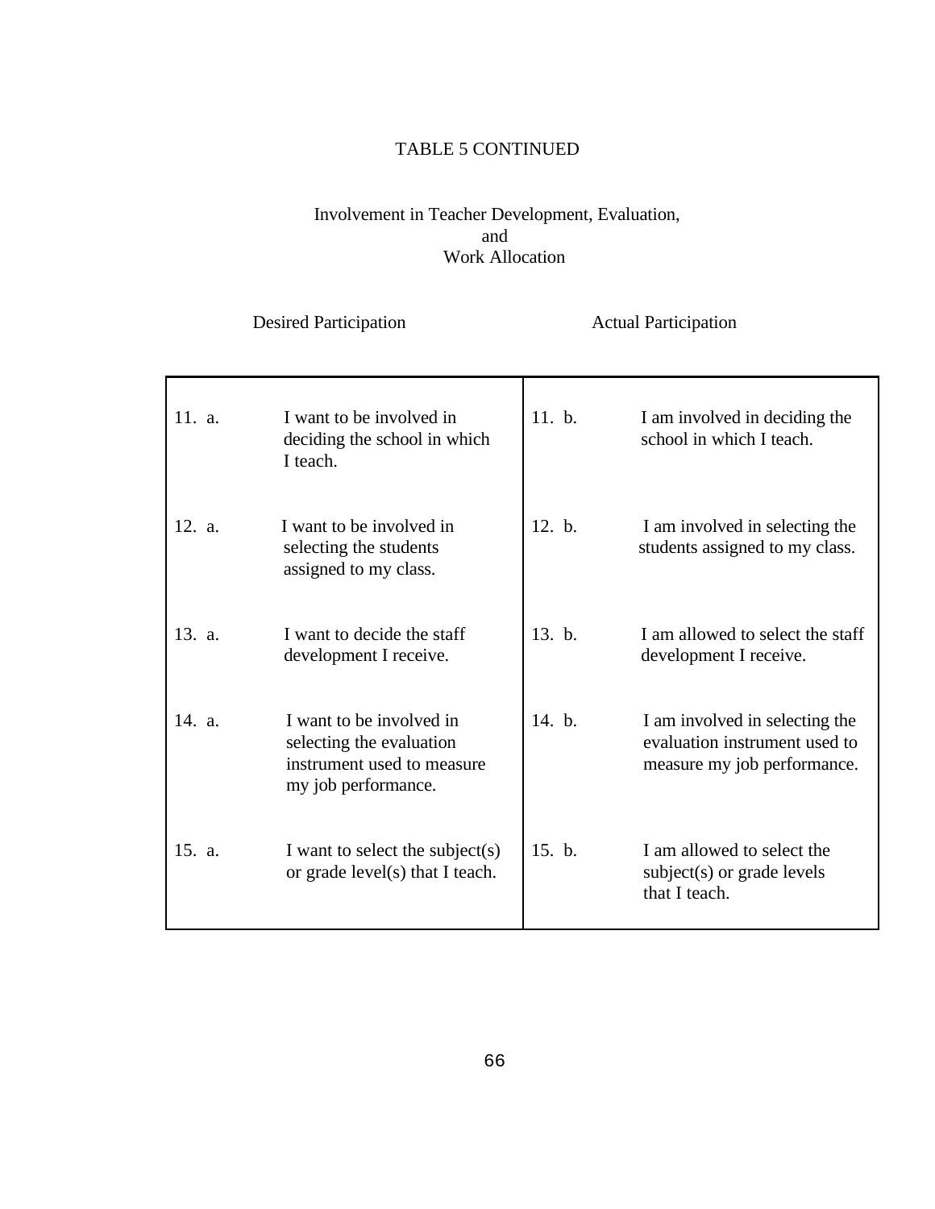TABLE 5 CONTINUED

Involvement in Teacher Development, Evaluation, and Work Allocation

| Desired Participation | | Actual Participation | |
|---|---|---|---|
| 11. a. | I want to be involved in deciding the school in which I teach. | 11. b. | I am involved in deciding the school in which I teach. |
| 12. a. | I want to be involved in selecting the students assigned to my class. | 12. b. | I am involved in selecting the students assigned to my class. |
| 13. a. | I want to decide the staff development I receive. | 13. b. | I am allowed to select the staff development I receive. |
| 14. a. | I want to be involved in selecting the evaluation instrument used to measure my job performance. | 14. b. | I am involved in selecting the evaluation instrument used to measure my job performance. |
| 15. a. | I want to select the subject(s) or grade level(s) that I teach. | 15. b. | I am allowed to select the subject(s) or grade levels that I teach. |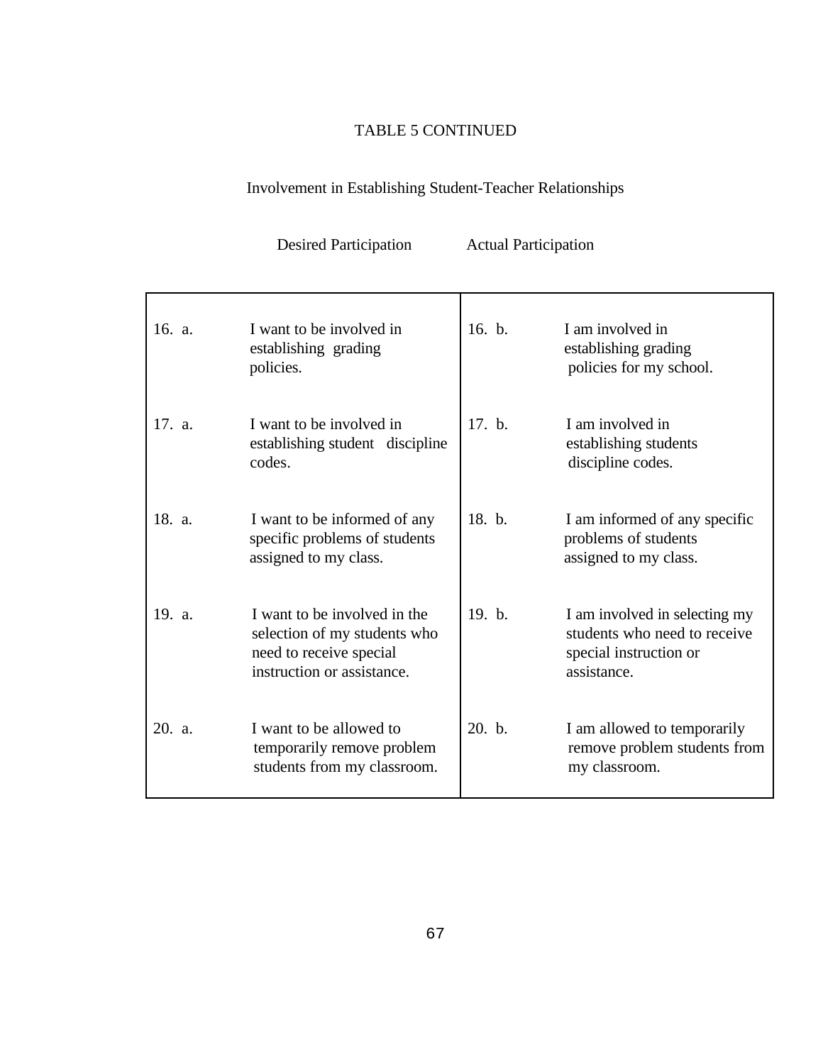TABLE 5 CONTINUED

Involvement in Establishing Student-Teacher Relationships

| Desired Participation | | Actual Participation | |
|---|---|---|---|
| 16. a. | I want to be involved in establishing grading policies. | 16. b. | I am involved in establishing grading policies for my school. |
| 17. a. | I want to be involved in establishing student discipline codes. | 17. b. | I am involved in establishing students discipline codes. |
| 18. a. | I want to be informed of any specific problems of students assigned to my class. | 18. b. | I am informed of any specific problems of students assigned to my class. |
| 19. a. | I want to be involved in the selection of my students who need to receive special instruction or assistance. | 19. b. | I am involved in selecting my students who need to receive special instruction or assistance. |
| 20. a. | I want to be allowed to temporarily remove problem students from my classroom. | 20. b. | I am allowed to temporarily remove problem students from my classroom. |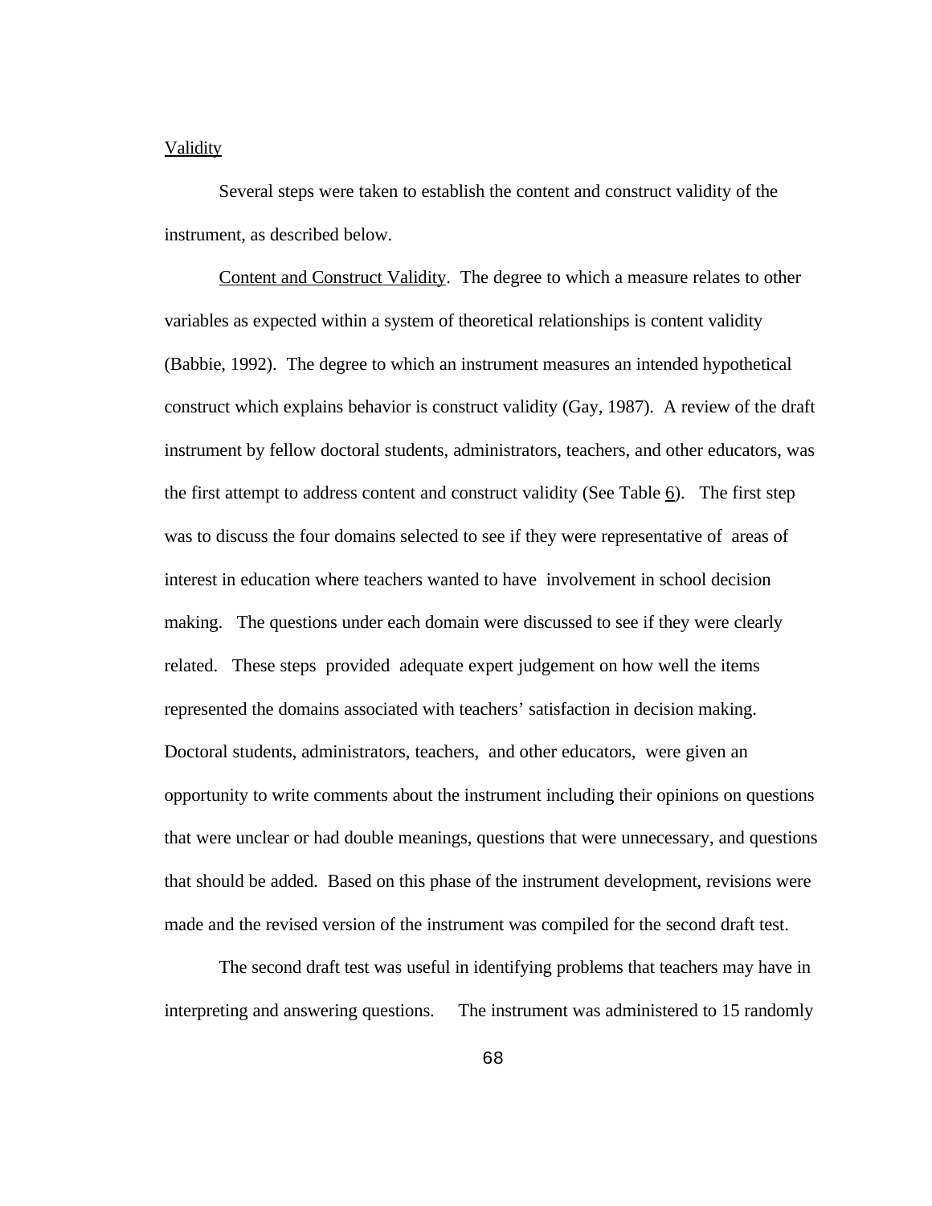Validity

Several steps were taken to establish the content and construct validity of the instrument, as described below.

Content and Construct Validity. The degree to which a measure relates to other variables as expected within a system of theoretical relationships is content validity (Babbie, 1992). The degree to which an instrument measures an intended hypothetical construct which explains behavior is construct validity (Gay, 1987). A review of the draft instrument by fellow doctoral students, administrators, teachers, and other educators, was the first attempt to address content and construct validity (See Table 6). The first step was to discuss the four domains selected to see if they were representative of areas of interest in education where teachers wanted to have involvement in school decision making. The questions under each domain were discussed to see if they were clearly related. These steps provided adequate expert judgement on how well the items represented the domains associated with teachers' satisfaction in decision making. Doctoral students, administrators, teachers, and other educators, were given an opportunity to write comments about the instrument including their opinions on questions that were unclear or had double meanings, questions that were unnecessary, and questions that should be added. Based on this phase of the instrument development, revisions were made and the revised version of the instrument was compiled for the second draft test.

The second draft test was useful in identifying problems that teachers may have in interpreting and answering questions. The instrument was administered to 15 randomly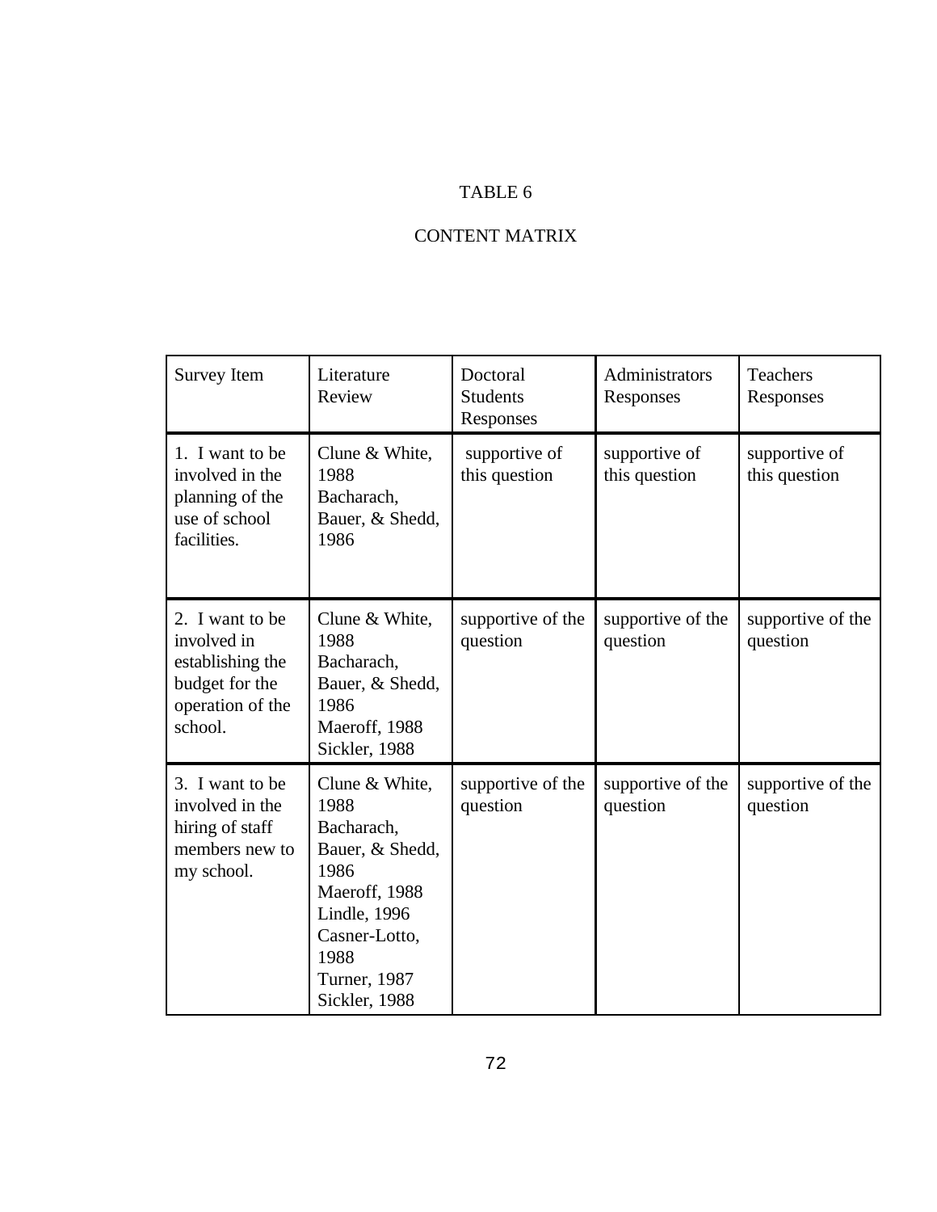TABLE 6

CONTENT MATRIX

| Survey Item | Literature Review | Doctoral Students Responses | Administrators Responses | Teachers Responses |
|---|---|---|---|---|
| 1. I want to be involved in the planning of the use of school facilities. | Clune & White, 1988<br>Bacharach, Bauer, & Shedd, 1986 | supportive of this question | supportive of this question | supportive of this question |
| 2. I want to be involved in establishing the budget for the operation of the school. | Clune & White, 1988<br>Bacharach, Bauer, & Shedd, 1986<br>Maeroff, 1988<br>Sickler, 1988 | supportive of the question | supportive of the question | supportive of the question |
| 3. I want to be involved in the hiring of staff members new to my school. | Clune & White, 1988<br>Bacharach, Bauer, & Shedd, 1986<br>Maeroff, 1988<br>Lindle, 1996<br>Casner-Lotto, 1988<br>Turner, 1987<br>Sickler, 1988 | supportive of the question | supportive of the question | supportive of the question |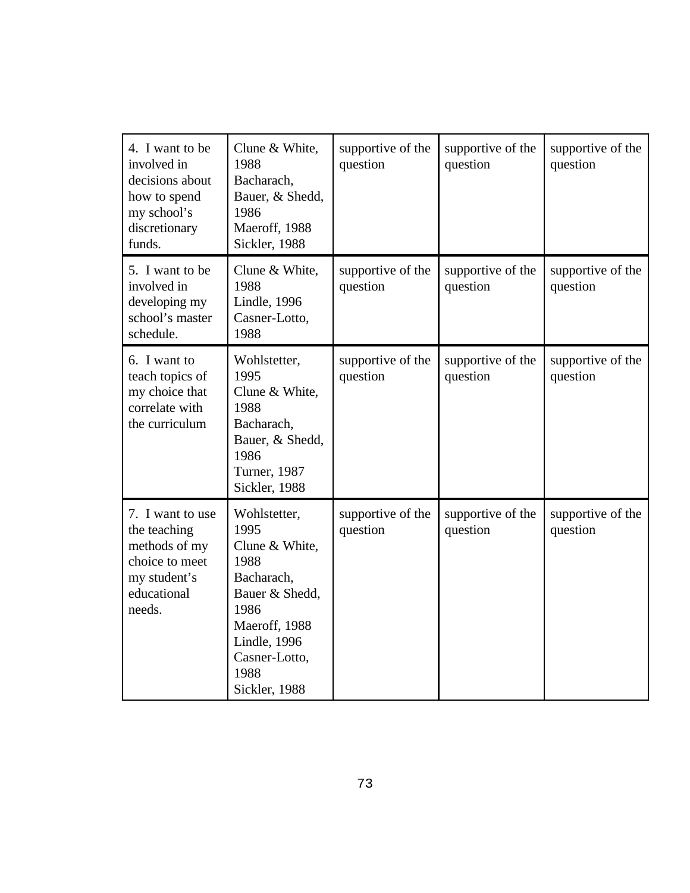| | | | | |
|---|---|---|---|---|
| 4. I want to be involved in decisions about how to spend my school's discretionary funds. | Clune & White, 1988<br>Bacharach, Bauer, & Shedd, 1986<br>Maeroff, 1988<br>Sickler, 1988 | supportive of the question | supportive of the question | supportive of the question |
| 5. I want to be involved in developing my school's master schedule. | Clune & White, 1988<br>Lindle, 1996<br>Casner-Lotto, 1988 | supportive of the question | supportive of the question | supportive of the question |
| 6. I want to teach topics of my choice that correlate with the curriculum | Wohlstetter, 1995<br>Clune & White, 1988<br>Bacharach, Bauer, & Shedd, 1986<br>Turner, 1987<br>Sickler, 1988 | supportive of the question | supportive of the question | supportive of the question |
| 7. I want to use the teaching methods of my choice to meet my student's educational needs. | Wohlstetter, 1995<br>Clune & White, 1988<br>Bacharach, Bauer & Shedd, 1986<br>Maeroff, 1988<br>Lindle, 1996<br>Casner-Lotto, 1988<br>Sickler, 1988 | supportive of the question | supportive of the question | supportive of the question |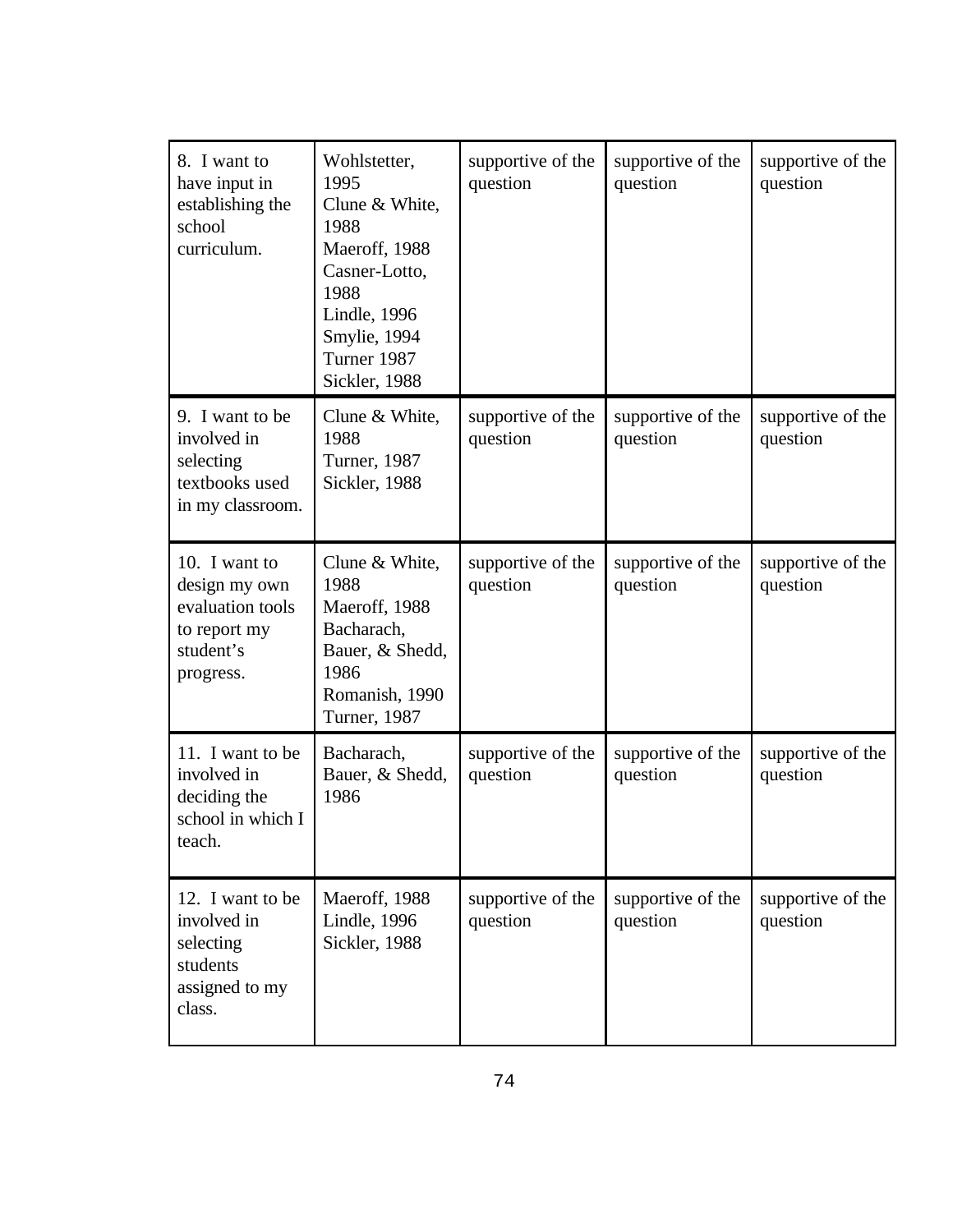| | | | | |
|---|---|---|---|---|
| 8. I want to have input in establishing the school curriculum. | Wohlstetter, 1995<br>Clune & White, 1988<br>Maeroff, 1988<br>Casner-Lotto, 1988<br>Lindle, 1996<br>Smylie, 1994<br>Turner 1987<br>Sickler, 1988 | supportive of the question | supportive of the question | supportive of the question |
| 9. I want to be involved in selecting textbooks used in my classroom. | Clune & White, 1988<br>Turner, 1987<br>Sickler, 1988 | supportive of the question | supportive of the question | supportive of the question |
| 10. I want to design my own evaluation tools to report my student's progress. | Clune & White, 1988<br>Maeroff, 1988<br>Bacharach, Bauer, & Shedd, 1986<br>Romanish, 1990<br>Turner, 1987 | supportive of the question | supportive of the question | supportive of the question |
| 11. I want to be involved in deciding the school in which I teach. | Bacharach, Bauer, & Shedd, 1986 | supportive of the question | supportive of the question | supportive of the question |
| 12. I want to be involved in selecting students assigned to my class. | Maeroff, 1988<br>Lindle, 1996<br>Sickler, 1988 | supportive of the question | supportive of the question | supportive of the question |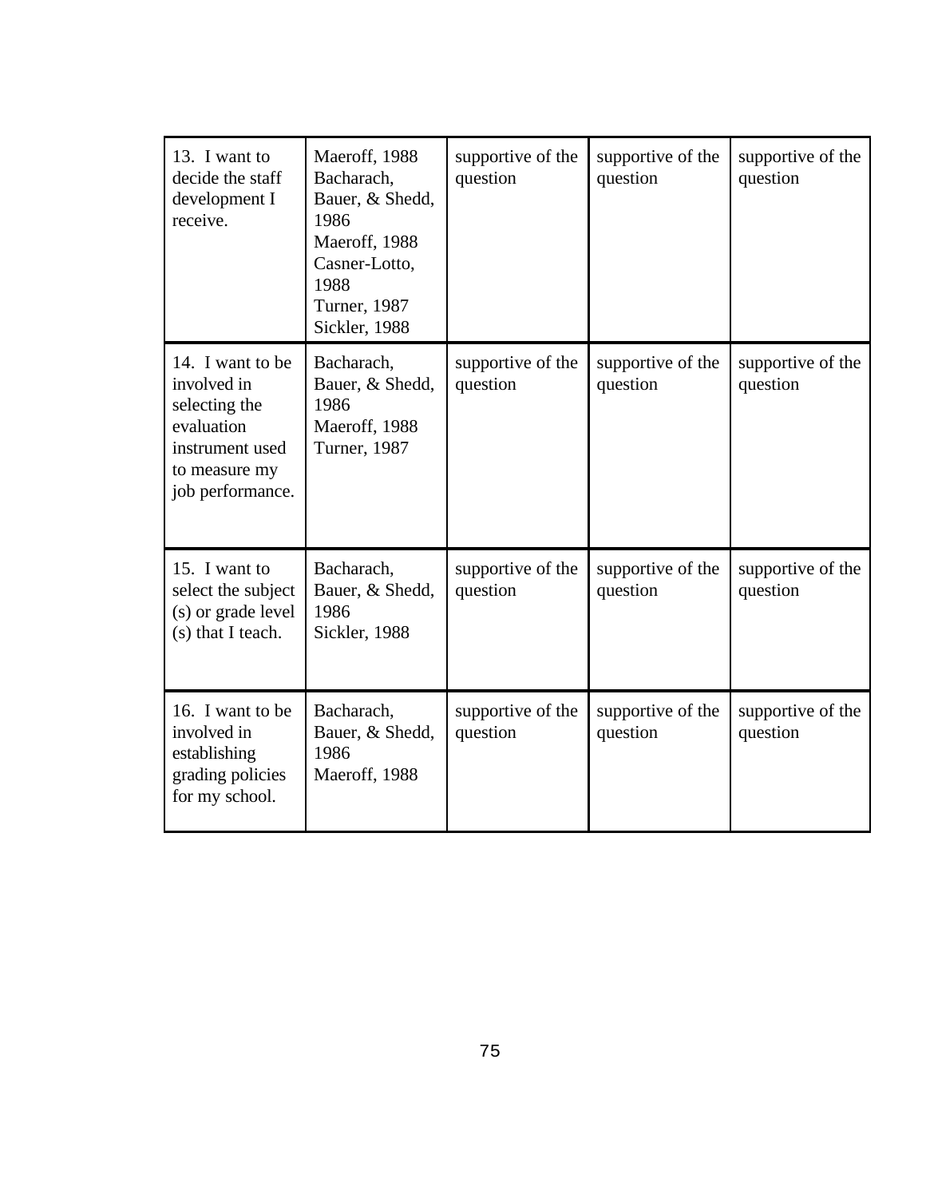| | | | | |
|---|---|---|---|---|
| 13. I want to decide the staff development I receive. | Maeroff, 1988 Bacharach, Bauer, & Shedd, 1986 Maeroff, 1988 Casner-Lotto, 1988 Turner, 1987 Sickler, 1988 | supportive of the question | supportive of the question | supportive of the question |
| 14. I want to be involved in selecting the evaluation instrument used to measure my job performance. | Bacharach, Bauer, & Shedd, 1986 Maeroff, 1988 Turner, 1987 | supportive of the question | supportive of the question | supportive of the question |
| 15. I want to select the subject (s) or grade level (s) that I teach. | Bacharach, Bauer, & Shedd, 1986 Sickler, 1988 | supportive of the question | supportive of the question | supportive of the question |
| 16. I want to be involved in establishing grading policies for my school. | Bacharach, Bauer, & Shedd, 1986 Maeroff, 1988 | supportive of the question | supportive of the question | supportive of the question |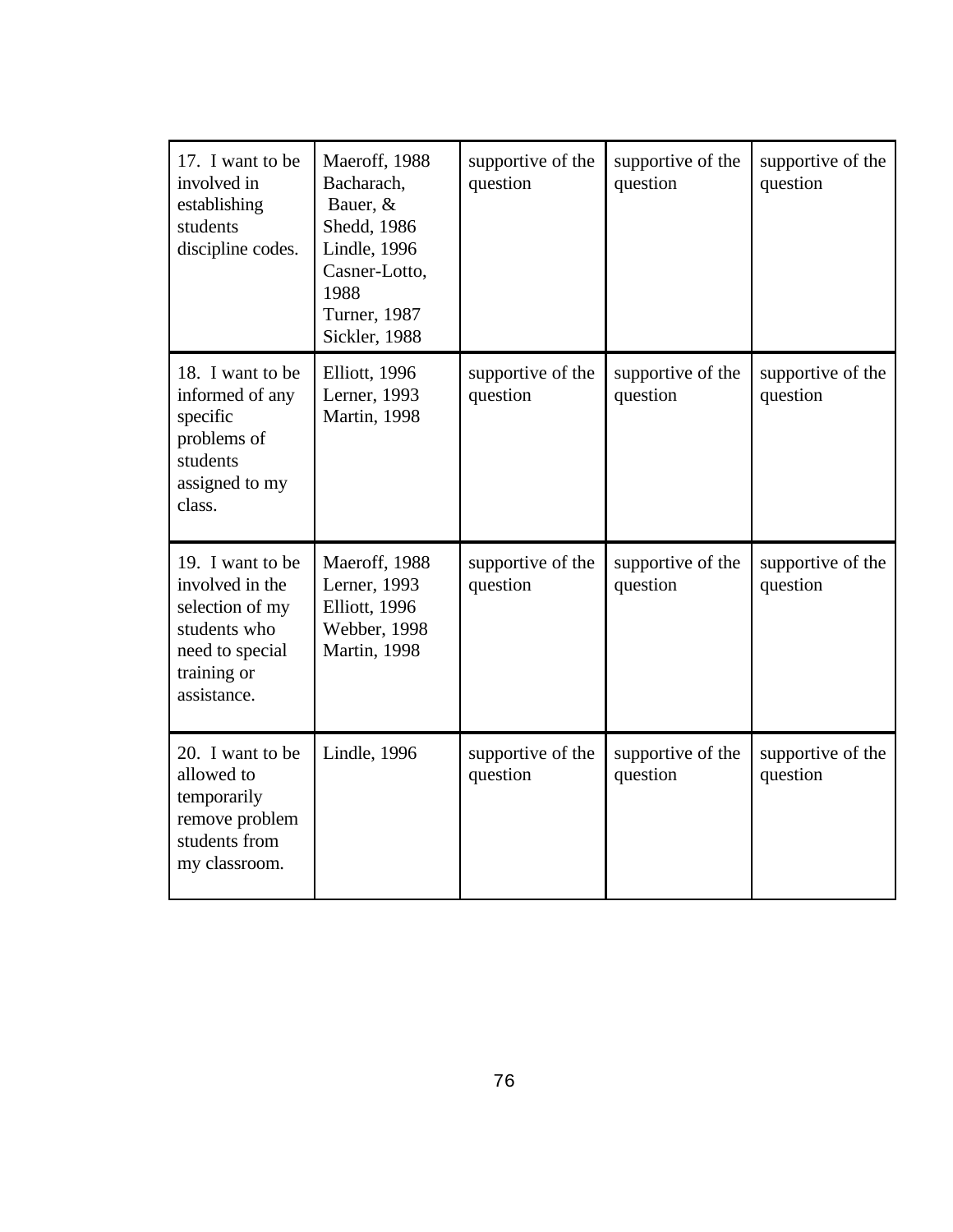| | | | | |
|---|---|---|---|---|
| 17. I want to be involved in establishing students discipline codes. | Maeroff, 1988 Bacharach, Bauer, & Shedd, 1986 Lindle, 1996 Casner-Lotto, 1988 Turner, 1987 Sickler, 1988 | supportive of the question | supportive of the question | supportive of the question |
| 18. I want to be informed of any specific problems of students assigned to my class. | Elliott, 1996 Lerner, 1993 Martin, 1998 | supportive of the question | supportive of the question | supportive of the question |
| 19. I want to be involved in the selection of my students who need to special training or assistance. | Maeroff, 1988 Lerner, 1993 Elliott, 1996 Webber, 1998 Martin, 1998 | supportive of the question | supportive of the question | supportive of the question |
| 20. I want to be allowed to temporarily remove problem students from my classroom. | Lindle, 1996 | supportive of the question | supportive of the question | supportive of the question |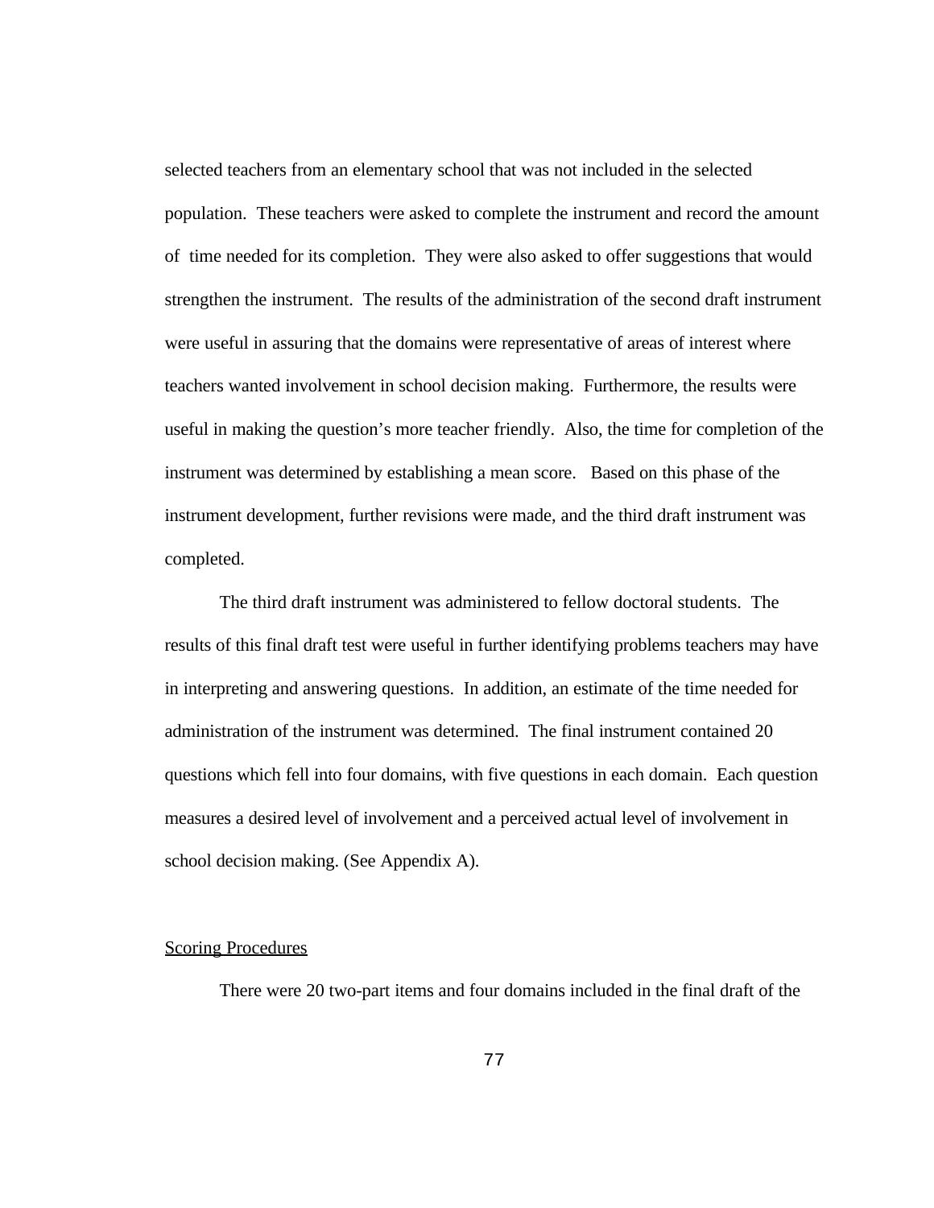selected teachers from an elementary school that was not included in the selected population. These teachers were asked to complete the instrument and record the amount of time needed for its completion. They were also asked to offer suggestions that would strengthen the instrument. The results of the administration of the second draft instrument were useful in assuring that the domains were representative of areas of interest where teachers wanted involvement in school decision making. Furthermore, the results were useful in making the question's more teacher friendly. Also, the time for completion of the instrument was determined by establishing a mean score. Based on this phase of the instrument development, further revisions were made, and the third draft instrument was completed.

The third draft instrument was administered to fellow doctoral students. The results of this final draft test were useful in further identifying problems teachers may have in interpreting and answering questions. In addition, an estimate of the time needed for administration of the instrument was determined. The final instrument contained 20 questions which fell into four domains, with five questions in each domain. Each question measures a desired level of involvement and a perceived actual level of involvement in school decision making. (See Appendix A).

## Scoring Procedures

There were 20 two-part items and four domains included in the final draft of the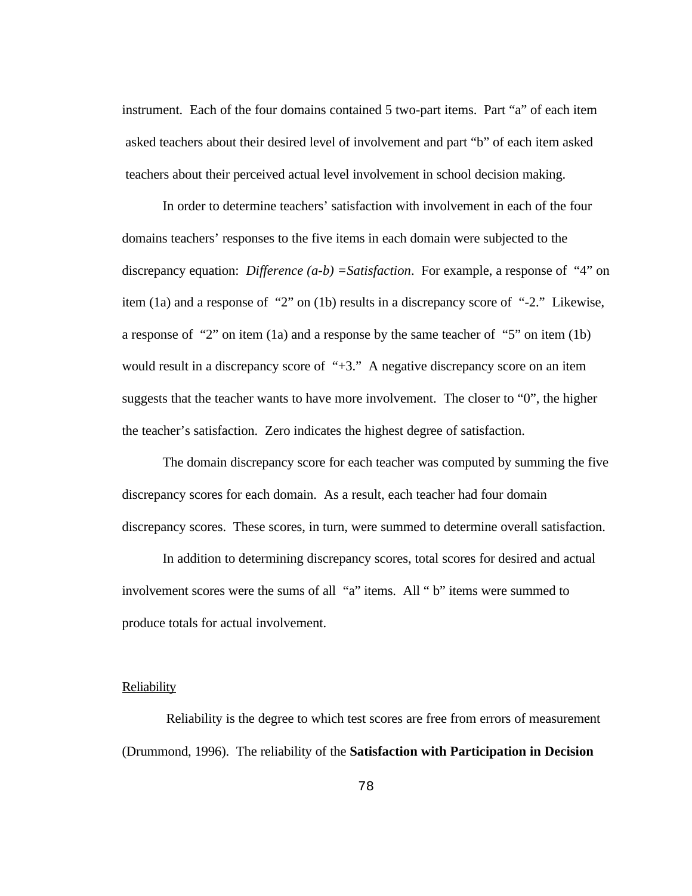instrument. Each of the four domains contained 5 two-part items. Part "a" of each item asked teachers about their desired level of involvement and part "b" of each item asked teachers about their perceived actual level involvement in school decision making.

In order to determine teachers' satisfaction with involvement in each of the four domains teachers' responses to the five items in each domain were subjected to the discrepancy equation: *Difference (a-b) =Satisfaction*. For example, a response of "4" on item (1a) and a response of "2" on (1b) results in a discrepancy score of "-2." Likewise, a response of "2" on item (1a) and a response by the same teacher of "5" on item (1b) would result in a discrepancy score of "+3." A negative discrepancy score on an item suggests that the teacher wants to have more involvement. The closer to "0", the higher the teacher's satisfaction. Zero indicates the highest degree of satisfaction.

The domain discrepancy score for each teacher was computed by summing the five discrepancy scores for each domain. As a result, each teacher had four domain discrepancy scores. These scores, in turn, were summed to determine overall satisfaction.

In addition to determining discrepancy scores, total scores for desired and actual involvement scores were the sums of all "a" items. All " b" items were summed to produce totals for actual involvement.

## Reliability

Reliability is the degree to which test scores are free from errors of measurement (Drummond, 1996). The reliability of the **Satisfaction with Participation in Decision**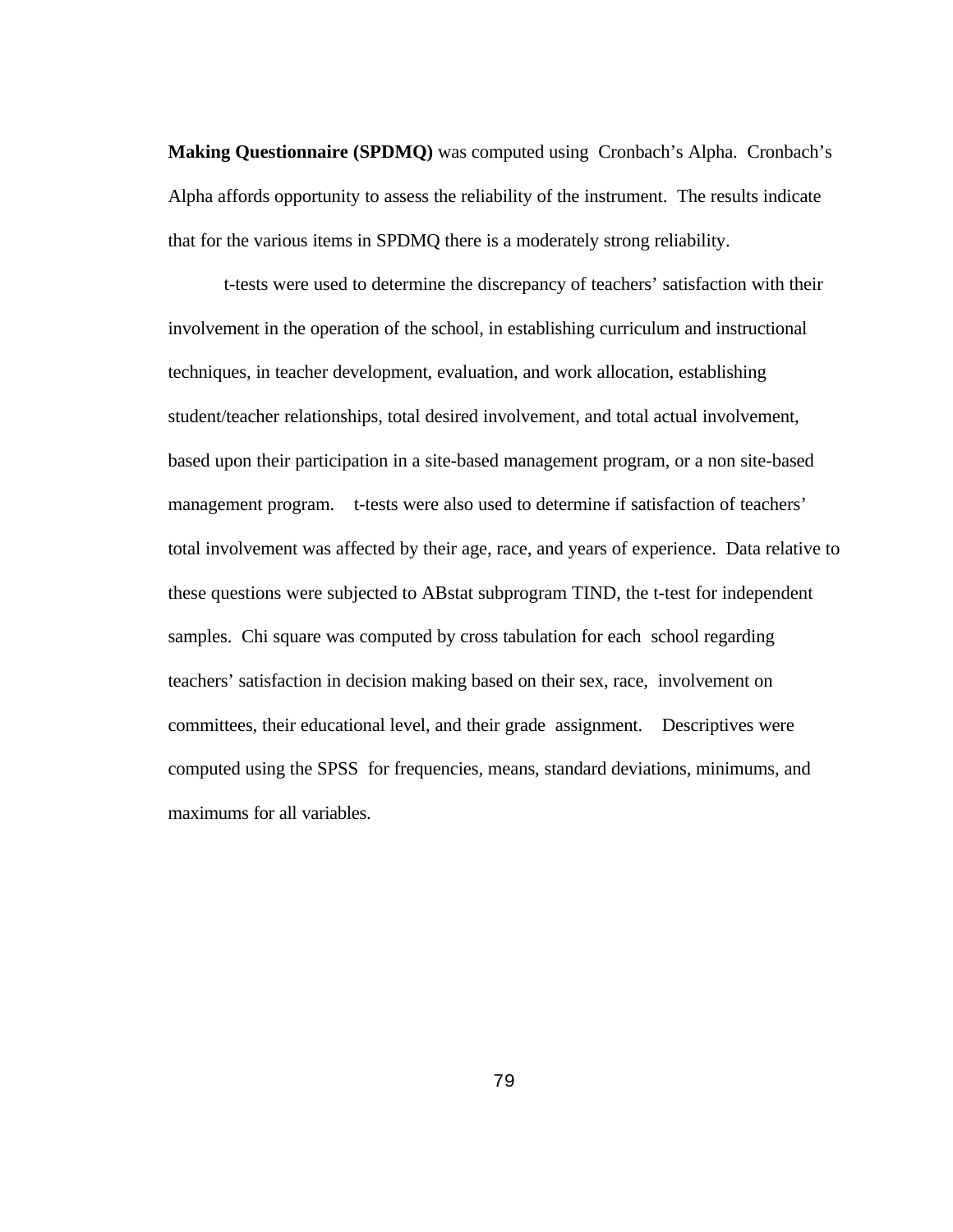**Making Questionnaire (SPDMQ)** was computed using Cronbach's Alpha. Cronbach's Alpha affords opportunity to assess the reliability of the instrument. The results indicate that for the various items in SPDMQ there is a moderately strong reliability.

t-tests were used to determine the discrepancy of teachers' satisfaction with their involvement in the operation of the school, in establishing curriculum and instructional techniques, in teacher development, evaluation, and work allocation, establishing student/teacher relationships, total desired involvement, and total actual involvement, based upon their participation in a site-based management program, or a non site-based management program. t-tests were also used to determine if satisfaction of teachers' total involvement was affected by their age, race, and years of experience. Data relative to these questions were subjected to ABstat subprogram TIND, the t-test for independent samples. Chi square was computed by cross tabulation for each school regarding teachers' satisfaction in decision making based on their sex, race, involvement on committees, their educational level, and their grade assignment. Descriptives were computed using the SPSS for frequencies, means, standard deviations, minimums, and maximums for all variables.